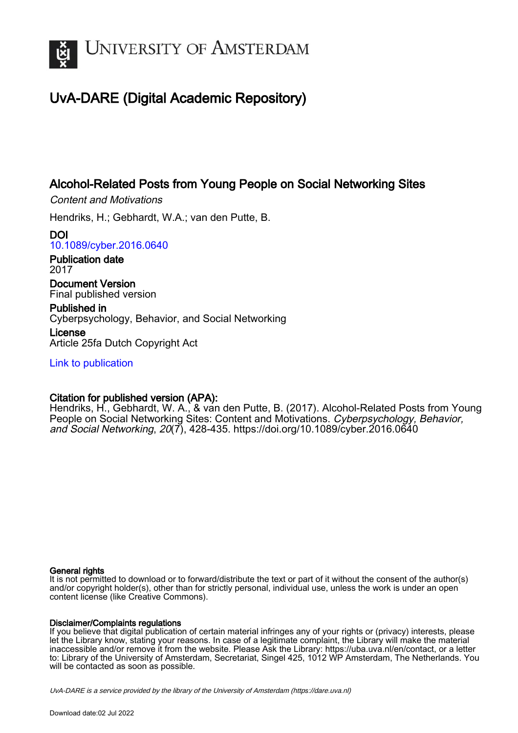# UNIVERSITY OF AMSTERDAM

## UvA-DARE (Digital Academic Repository)

### Alcohol-Related Posts from Young People on Social Networking Sites

*Content and Motivations*

Hendriks, H.; Gebhardt, W.A.; van den Putte, B.

**DOI**
10.1089/cyber.2016.0640

**Publication date**
2017

**Document Version**
Final published version

**Published in**
Cyberpsychology, Behavior, and Social Networking

**License**
Article 25fa Dutch Copyright Act

Link to publication

**Citation for published version (APA):**
Hendriks, H., Gebhardt, W. A., & van den Putte, B. (2017). Alcohol-Related Posts from Young People on Social Networking Sites: Content and Motivations. *Cyberpsychology, Behavior, and Social Networking*, *20*(7), 428-435. https://doi.org/10.1089/cyber.2016.0640

**General rights**
It is not permitted to download or to forward/distribute the text or part of it without the consent of the author(s) and/or copyright holder(s), other than for strictly personal, individual use, unless the work is under an open content license (like Creative Commons).

**Disclaimer/Complaints regulations**
If you believe that digital publication of certain material infringes any of your rights or (privacy) interests, please let the Library know, stating your reasons. In case of a legitimate complaint, the Library will make the material inaccessible and/or remove it from the website. Please Ask the Library: https://uba.uva.nl/en/contact, or a letter to: Library of the University of Amsterdam, Secretariat, Singel 425, 1012 WP Amsterdam, The Netherlands. You will be contacted as soon as possible.

*UvA-DARE is a service provided by the library of the University of Amsterdam (https://dare.uva.nl)*

Download date:02 Jul 2022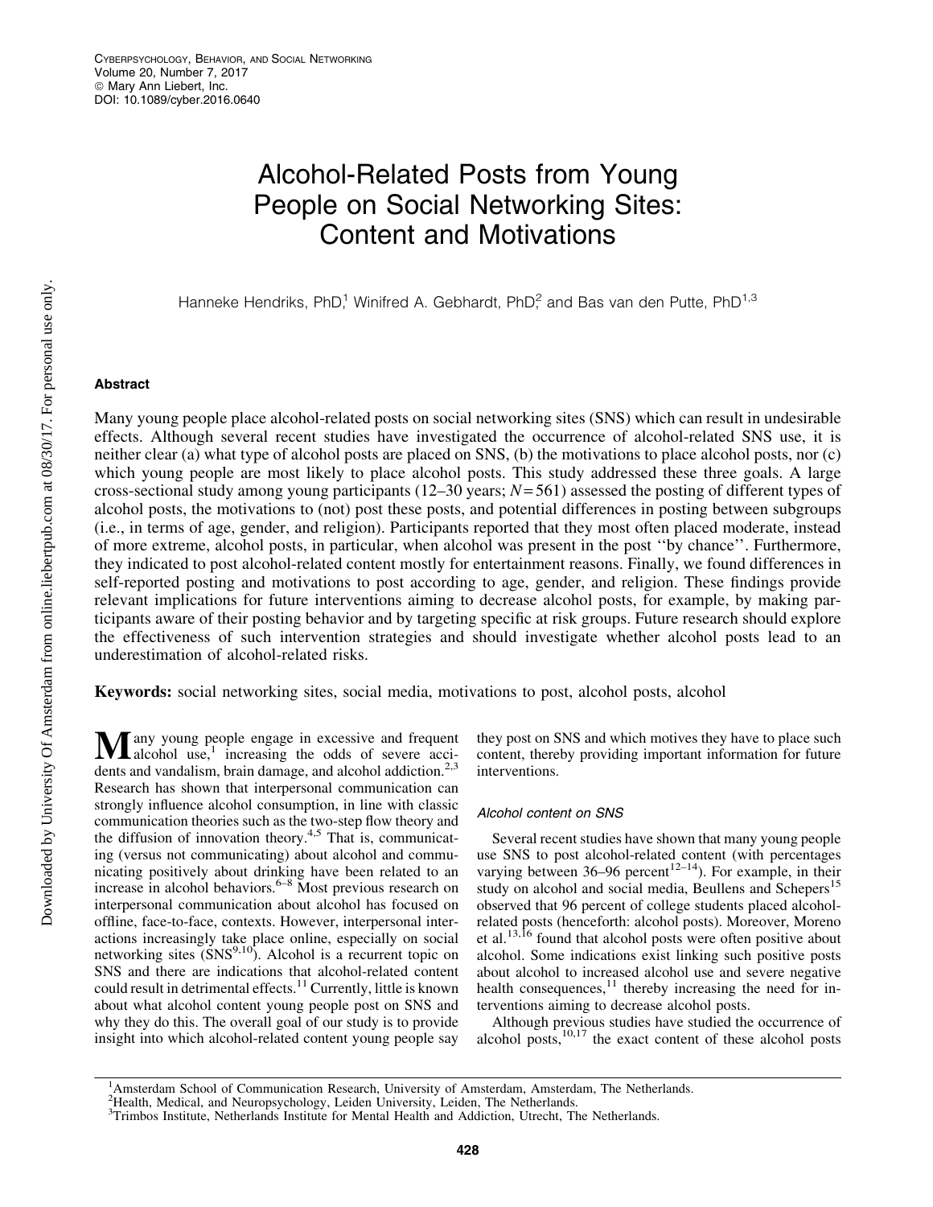# Alcohol-Related Posts from Young People on Social Networking Sites: Content and Motivations

Hanneke Hendriks, PhD,[1] Winifred A. Gebhardt, PhD,[2] and Bas van den Putte, PhD[1,3]

## Abstract

Many young people place alcohol-related posts on social networking sites (SNS) which can result in undesirable effects. Although several recent studies have investigated the occurrence of alcohol-related SNS use, it is neither clear (a) what type of alcohol posts are placed on SNS, (b) the motivations to place alcohol posts, nor (c) which young people are most likely to place alcohol posts. This study addressed these three goals. A large cross-sectional study among young participants (12–30 years; $N = 561$) assessed the posting of different types of alcohol posts, the motivations to (not) post these posts, and potential differences in posting between subgroups (i.e., in terms of age, gender, and religion). Participants reported that they most often placed moderate, instead of more extreme, alcohol posts, in particular, when alcohol was present in the post ''by chance''. Furthermore, they indicated to post alcohol-related content mostly for entertainment reasons. Finally, we found differences in self-reported posting and motivations to post according to age, gender, and religion. These findings provide relevant implications for future interventions aiming to decrease alcohol posts, for example, by making participants aware of their posting behavior and by targeting specific at risk groups. Future research should explore the effectiveness of such intervention strategies and should investigate whether alcohol posts lead to an underestimation of alcohol-related risks.

**Keywords:** social networking sites, social media, motivations to post, alcohol posts, alcohol

Many young people engage in excessive and frequent alcohol use,[1] increasing the odds of severe accidents and vandalism, brain damage, and alcohol addiction.[2,3] Research has shown that interpersonal communication can strongly influence alcohol consumption, in line with classic communication theories such as the two-step flow theory and the diffusion of innovation theory.[4,5] That is, communicating (versus not communicating) about alcohol and communicating positively about drinking have been related to an increase in alcohol behaviors.[6–8] Most previous research on interpersonal communication about alcohol has focused on offline, face-to-face, contexts. However, interpersonal interactions increasingly take place online, especially on social networking sites (SNS[9,10]). Alcohol is a recurrent topic on SNS and there are indications that alcohol-related content could result in detrimental effects.[11] Currently, little is known about what alcohol content young people post on SNS and why they do this. The overall goal of our study is to provide insight into which alcohol-related content young people say they post on SNS and which motives they have to place such content, thereby providing important information for future interventions.

### Alcohol content on SNS

Several recent studies have shown that many young people use SNS to post alcohol-related content (with percentages varying between 36–96 percent[12–14]). For example, in their study on alcohol and social media, Beullens and Schepers[15] observed that 96 percent of college students placed alcohol-related posts (henceforth: alcohol posts). Moreover, Moreno et al.[13,16] found that alcohol posts were often positive about alcohol. Some indications exist linking such positive posts about alcohol to increased alcohol use and severe negative health consequences,[11] thereby increasing the need for interventions aiming to decrease alcohol posts.

Although previous studies have studied the occurrence of alcohol posts,[10,17] the exact content of these alcohol posts

[1]Amsterdam School of Communication Research, University of Amsterdam, Amsterdam, The Netherlands.
[2]Health, Medical, and Neuropsychology, Leiden University, Leiden, The Netherlands.
[3]Trimbos Institute, Netherlands Institute for Mental Health and Addiction, Utrecht, The Netherlands.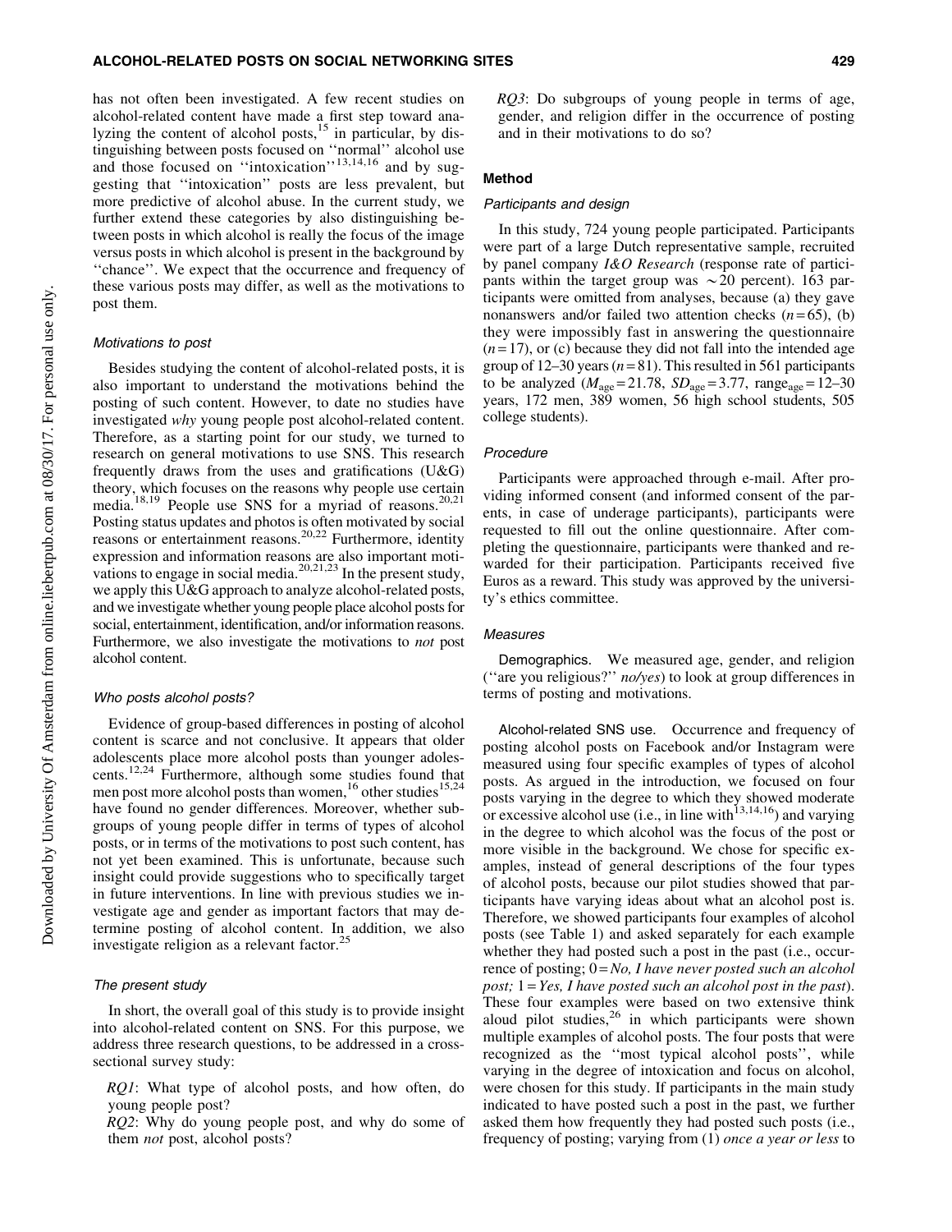has not often been investigated. A few recent studies on alcohol-related content have made a first step toward analyzing the content of alcohol posts,[15] in particular, by distinguishing between posts focused on ''normal'' alcohol use and those focused on ''intoxication''[13,14,16] and by suggesting that ''intoxication'' posts are less prevalent, but more predictive of alcohol abuse. In the current study, we further extend these categories by also distinguishing between posts in which alcohol is really the focus of the image versus posts in which alcohol is present in the background by ''chance''. We expect that the occurrence and frequency of these various posts may differ, as well as the motivations to post them.

### *Motivations to post*

Besides studying the content of alcohol-related posts, it is also important to understand the motivations behind the posting of such content. However, to date no studies have investigated *why* young people post alcohol-related content. Therefore, as a starting point for our study, we turned to research on general motivations to use SNS. This research frequently draws from the uses and gratifications (U&G) theory, which focuses on the reasons why people use certain media.[18,19] People use SNS for a myriad of reasons.[20,21] Posting status updates and photos is often motivated by social reasons or entertainment reasons.[20,22] Furthermore, identity expression and information reasons are also important motivations to engage in social media.[20,21,23] In the present study, we apply this U&G approach to analyze alcohol-related posts, and we investigate whether young people place alcohol posts for social, entertainment, identification, and/or information reasons. Furthermore, we also investigate the motivations to *not* post alcohol content.

### *Who posts alcohol posts?*

Evidence of group-based differences in posting of alcohol content is scarce and not conclusive. It appears that older adolescents place more alcohol posts than younger adolescents.[12,24] Furthermore, although some studies found that men post more alcohol posts than women,[16] other studies[15,24] have found no gender differences. Moreover, whether subgroups of young people differ in terms of types of alcohol posts, or in terms of the motivations to post such content, has not yet been examined. This is unfortunate, because such insight could provide suggestions who to specifically target in future interventions. In line with previous studies we investigate age and gender as important factors that may determine posting of alcohol content. In addition, we also investigate religion as a relevant factor.[25]

### *The present study*

In short, the overall goal of this study is to provide insight into alcohol-related content on SNS. For this purpose, we address three research questions, to be addressed in a cross-sectional survey study:

*RQ1*: What type of alcohol posts, and how often, do young people post?

*RQ2*: Why do young people post, and why do some of them *not* post, alcohol posts?

*RQ3*: Do subgroups of young people in terms of age, gender, and religion differ in the occurrence of posting and in their motivations to do so?

## Method

### *Participants and design*

In this study, 724 young people participated. Participants were part of a large Dutch representative sample, recruited by panel company *I&O Research* (response rate of participants within the target group was ~20 percent). 163 participants were omitted from analyses, because (a) they gave nonanswers and/or failed two attention checks ($n = 65$), (b) they were impossibly fast in answering the questionnaire ($n = 17$), or (c) because they did not fall into the intended age group of 12–30 years ($n = 81$). This resulted in 561 participants to be analyzed ($M_{age} = 21.78$, $SD_{age} = 3.77$, range$_{age}$ = 12–30 years, 172 men, 389 women, 56 high school students, 505 college students).

### *Procedure*

Participants were approached through e-mail. After providing informed consent (and informed consent of the parents, in case of underage participants), participants were requested to fill out the online questionnaire. After completing the questionnaire, participants were thanked and rewarded for their participation. Participants received five Euros as a reward. This study was approved by the university's ethics committee.

### *Measures*

**Demographics.** We measured age, gender, and religion (''are you religious?'' *no/yes*) to look at group differences in terms of posting and motivations.

**Alcohol-related SNS use.** Occurrence and frequency of posting alcohol posts on Facebook and/or Instagram were measured using four specific examples of types of alcohol posts. As argued in the introduction, we focused on four posts varying in the degree to which they showed moderate or excessive alcohol use (i.e., in line with[13,14,16]) and varying in the degree to which alcohol was the focus of the post or more visible in the background. We chose for specific examples, instead of general descriptions of the four types of alcohol posts, because our pilot studies showed that participants have varying ideas about what an alcohol post is. Therefore, we showed participants four examples of alcohol posts (see Table 1) and asked separately for each example whether they had posted such a post in the past (i.e., occurrence of posting; 0 = *No, I have never posted such an alcohol post;* 1 = *Yes, I have posted such an alcohol post in the past*). These four examples were based on two extensive think aloud pilot studies,[26] in which participants were shown multiple examples of alcohol posts. The four posts that were recognized as the ''most typical alcohol posts'', while varying in the degree of intoxication and focus on alcohol, were chosen for this study. If participants in the main study indicated to have posted such a post in the past, we further asked them how frequently they had posted such posts (i.e., frequency of posting; varying from (1) *once a year or less* to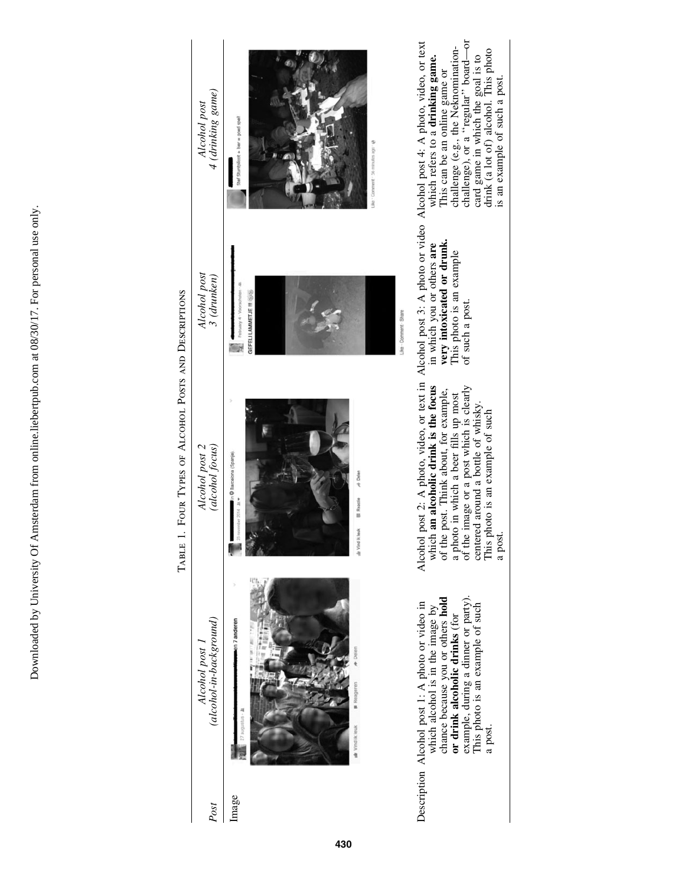TABLE 1. FOUR TYPES OF ALCOHOL POSTS AND DESCRIPTIONS

| *Post* | *Alcohol post 1 (alcohol-in-background)* | *Alcohol post 2 (alcohol focus)* | *Alcohol post 3 (drunken)* | *Alcohol post 4 (drinking game)* |
|---|---|---|---|---|
| Image | | | | |
| Description | Alcohol post 1: A photo or video in which alcohol is in the image by chance because you or others **hold or drink alcoholic drinks** (for example, during a dinner or party). This photo is an example of such a post. | Alcohol post 2: A photo, video, or text in which **an alcoholic drink is the focus** of the post. Think about, for example, a photo in which a beer fills up most of the image or a post which is clearly centered around a bottle of whisky. This photo is an example of such a post. | Alcohol post 3: A photo or video in which you or others **are very intoxicated or drunk.** This photo is an example of such a post. | Alcohol post 4: A photo, video, or text which refers to a **drinking game.** This can be an online game or challenge (e.g., the Neknomination-challenge), or a "regular" board—or card game in which the goal is to drink (a lot of) alcohol. This photo is an example of such a post. |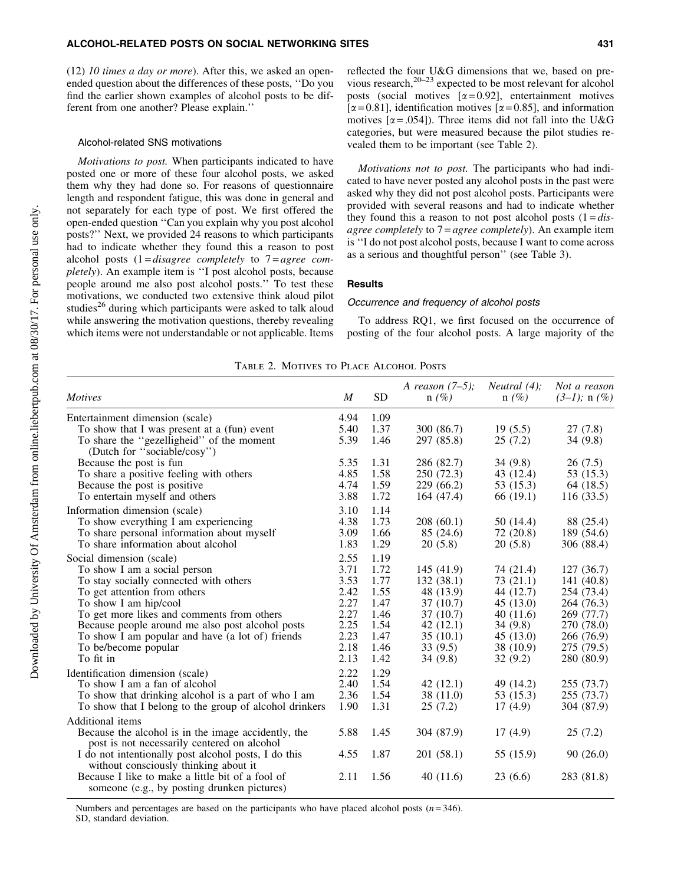(12) *10 times a day or more*). After this, we asked an open-ended question about the differences of these posts, ''Do you find the earlier shown examples of alcohol posts to be different from one another? Please explain.''

#### Alcohol-related SNS motivations

*Motivations to post.* When participants indicated to have posted one or more of these four alcohol posts, we asked them why they had done so. For reasons of questionnaire length and respondent fatigue, this was done in general and not separately for each type of post. We first offered the open-ended question ''Can you explain why you post alcohol posts?'' Next, we provided 24 reasons to which participants had to indicate whether they found this a reason to post alcohol posts (1 = *disagree completely* to 7 = *agree completely*). An example item is ''I post alcohol posts, because people around me also post alcohol posts.'' To test these motivations, we conducted two extensive think aloud pilot studies[26] during which participants were asked to talk aloud while answering the motivation questions, thereby revealing which items were not understandable or not applicable. Items reflected the four U&G dimensions that we, based on previous research,[20–23] expected to be most relevant for alcohol posts (social motives [$\alpha = 0.92$], entertainment motives [$\alpha = 0.81$], identification motives [$\alpha = 0.85$], and information motives [$\alpha = .054$]). Three items did not fall into the U&G categories, but were measured because the pilot studies revealed them to be important (see Table 2).

*Motivations not to post.* The participants who had indicated to have never posted any alcohol posts in the past were asked why they did not post alcohol posts. Participants were provided with several reasons and had to indicate whether they found this a reason to not post alcohol posts (1 = *disagree completely* to 7 = *agree completely*). An example item is ''I do not post alcohol posts, because I want to come across as a serious and thoughtful person'' (see Table 3).

## Results

### Occurrence and frequency of alcohol posts

To address RQ1, we first focused on the occurrence of posting of the four alcohol posts. A large majority of the

Table 2. Motives to Place Alcohol Posts

| *Motives* | *M* | SD | *A reason (7–5);* n *(%)* | *Neutral (4);* n *(%)* | *Not a reason (3–1);* n *(%)* |
|---|---|---|---|---|---|
| Entertainment dimension (scale) | 4.94 | 1.09 | | | |
| To show that I was present at a (fun) event | 5.40 | 1.37 | 300 (86.7) | 19 (5.5) | 27 (7.8) |
| To share the ''gezelligheid'' of the moment (Dutch for ''sociable/cosy'') | 5.39 | 1.46 | 297 (85.8) | 25 (7.2) | 34 (9.8) |
| Because the post is fun | 5.35 | 1.31 | 286 (82.7) | 34 (9.8) | 26 (7.5) |
| To share a positive feeling with others | 4.85 | 1.58 | 250 (72.3) | 43 (12.4) | 53 (15.3) |
| Because the post is positive | 4.74 | 1.59 | 229 (66.2) | 53 (15.3) | 64 (18.5) |
| To entertain myself and others | 3.88 | 1.72 | 164 (47.4) | 66 (19.1) | 116 (33.5) |
| Information dimension (scale) | 3.10 | 1.14 | | | |
| To show everything I am experiencing | 4.38 | 1.73 | 208 (60.1) | 50 (14.4) | 88 (25.4) |
| To share personal information about myself | 3.09 | 1.66 | 85 (24.6) | 72 (20.8) | 189 (54.6) |
| To share information about alcohol | 1.83 | 1.29 | 20 (5.8) | 20 (5.8) | 306 (88.4) |
| Social dimension (scale) | 2.55 | 1.19 | | | |
| To show I am a social person | 3.71 | 1.72 | 145 (41.9) | 74 (21.4) | 127 (36.7) |
| To stay socially connected with others | 3.53 | 1.77 | 132 (38.1) | 73 (21.1) | 141 (40.8) |
| To get attention from others | 2.42 | 1.55 | 48 (13.9) | 44 (12.7) | 254 (73.4) |
| To show I am hip/cool | 2.27 | 1.47 | 37 (10.7) | 45 (13.0) | 264 (76.3) |
| To get more likes and comments from others | 2.27 | 1.46 | 37 (10.7) | 40 (11.6) | 269 (77.7) |
| Because people around me also post alcohol posts | 2.25 | 1.54 | 42 (12.1) | 34 (9.8) | 270 (78.0) |
| To show I am popular and have (a lot of) friends | 2.23 | 1.47 | 35 (10.1) | 45 (13.0) | 266 (76.9) |
| To be/become popular | 2.18 | 1.46 | 33 (9.5) | 38 (10.9) | 275 (79.5) |
| To fit in | 2.13 | 1.42 | 34 (9.8) | 32 (9.2) | 280 (80.9) |
| Identification dimension (scale) | 2.22 | 1.29 | | | |
| To show I am a fan of alcohol | 2.40 | 1.54 | 42 (12.1) | 49 (14.2) | 255 (73.7) |
| To show that drinking alcohol is a part of who I am | 2.36 | 1.54 | 38 (11.0) | 53 (15.3) | 255 (73.7) |
| To show that I belong to the group of alcohol drinkers | 1.90 | 1.31 | 25 (7.2) | 17 (4.9) | 304 (87.9) |
| Additional items | | | | | |
| Because the alcohol is in the image accidently, the post is not necessarily centered on alcohol | 5.88 | 1.45 | 304 (87.9) | 17 (4.9) | 25 (7.2) |
| I do not intentionally post alcohol posts, I do this without consciously thinking about it | 4.55 | 1.87 | 201 (58.1) | 55 (15.9) | 90 (26.0) |
| Because I like to make a little bit of a fool of someone (e.g., by posting drunken pictures) | 2.11 | 1.56 | 40 (11.6) | 23 (6.6) | 283 (81.8) |

Numbers and percentages are based on the participants who have placed alcohol posts ($n = 346$).
SD, standard deviation.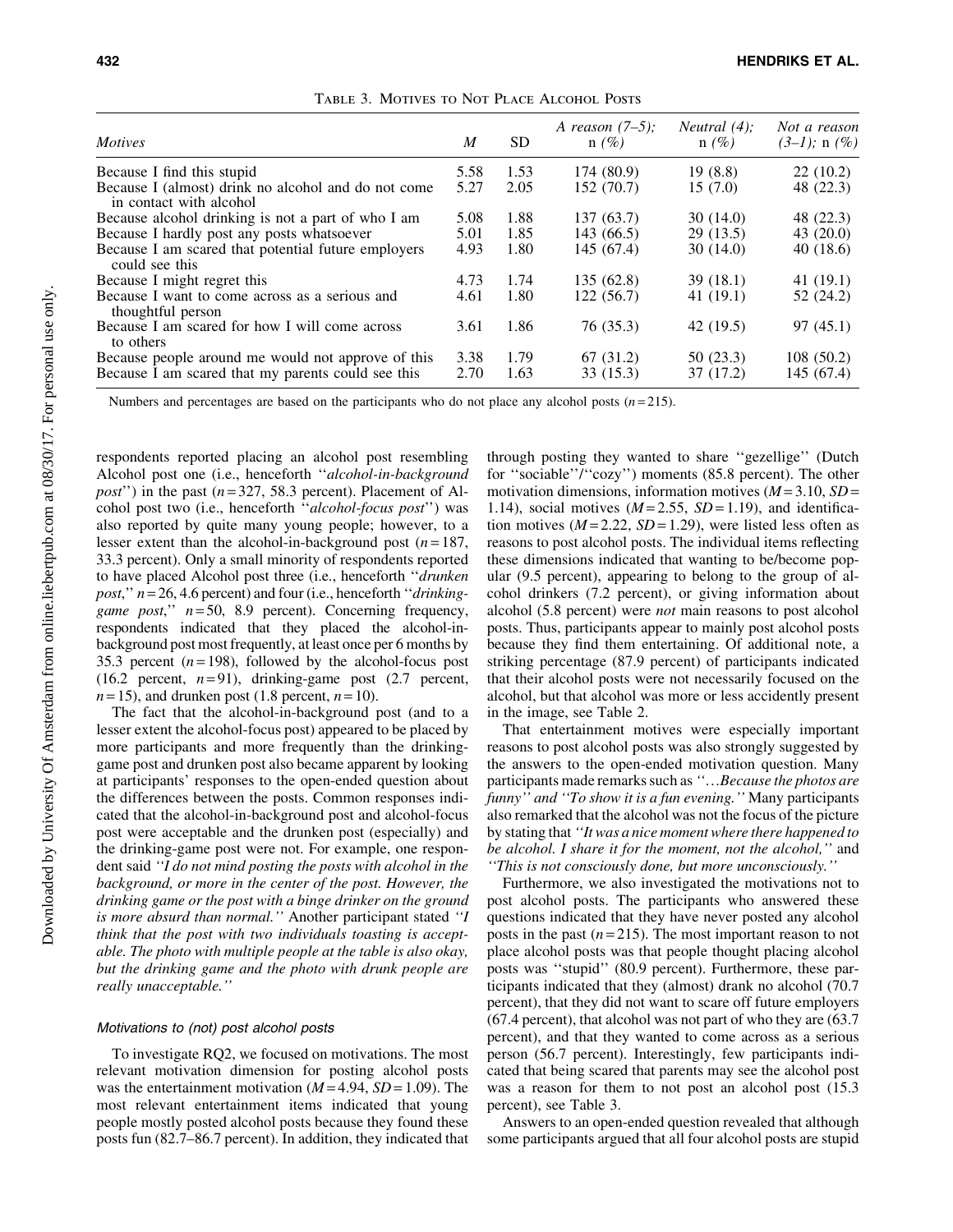Table 3. Motives to Not Place Alcohol Posts

| *Motives* | *M* | SD | *A reason (7–5)*; n *(%)* | *Neutral (4)*; n *(%)* | *Not a reason (3–1)*; n *(%)* |
|---|---|---|---|---|---|
| Because I find this stupid | 5.58 | 1.53 | 174 (80.9) | 19 (8.8) | 22 (10.2) |
| Because I (almost) drink no alcohol and do not come in contact with alcohol | 5.27 | 2.05 | 152 (70.7) | 15 (7.0) | 48 (22.3) |
| Because alcohol drinking is not a part of who I am | 5.08 | 1.88 | 137 (63.7) | 30 (14.0) | 48 (22.3) |
| Because I hardly post any posts whatsoever | 5.01 | 1.85 | 143 (66.5) | 29 (13.5) | 43 (20.0) |
| Because I am scared that potential future employers could see this | 4.93 | 1.80 | 145 (67.4) | 30 (14.0) | 40 (18.6) |
| Because I might regret this | 4.73 | 1.74 | 135 (62.8) | 39 (18.1) | 41 (19.1) |
| Because I want to come across as a serious and thoughtful person | 4.61 | 1.80 | 122 (56.7) | 41 (19.1) | 52 (24.2) |
| Because I am scared for how I will come across to others | 3.61 | 1.86 | 76 (35.3) | 42 (19.5) | 97 (45.1) |
| Because people around me would not approve of this | 3.38 | 1.79 | 67 (31.2) | 50 (23.3) | 108 (50.2) |
| Because I am scared that my parents could see this | 2.70 | 1.63 | 33 (15.3) | 37 (17.2) | 145 (67.4) |

Numbers and percentages are based on the participants who do not place any alcohol posts ($n = 215$).

respondents reported placing an alcohol post resembling Alcohol post one (i.e., henceforth ''*alcohol-in-background post*'') in the past ($n = 327$, 58.3 percent). Placement of Alcohol post two (i.e., henceforth ''*alcohol-focus post*'') was also reported by quite many young people; however, to a lesser extent than the alcohol-in-background post ($n = 187$, 33.3 percent). Only a small minority of respondents reported to have placed Alcohol post three (i.e., henceforth ''*drunken post*,'' $n = 26$, 4.6 percent) and four (i.e., henceforth ''*drinking-game post*,'' $n = 50$, 8.9 percent). Concerning frequency, respondents indicated that they placed the alcohol-in-background post most frequently, at least once per 6 months by 35.3 percent ($n = 198$), followed by the alcohol-focus post (16.2 percent, $n = 91$), drinking-game post (2.7 percent, $n = 15$), and drunken post (1.8 percent, $n = 10$).

The fact that the alcohol-in-background post (and to a lesser extent the alcohol-focus post) appeared to be placed by more participants and more frequently than the drinking-game post and drunken post also became apparent by looking at participants' responses to the open-ended question about the differences between the posts. Common responses indicated that the alcohol-in-background post and alcohol-focus post were acceptable and the drunken post (especially) and the drinking-game post were not. For example, one respondent said *''I do not mind posting the posts with alcohol in the background, or more in the center of the post. However, the drinking game or the post with a binge drinker on the ground is more absurd than normal.''* Another participant stated *''I think that the post with two individuals toasting is acceptable. The photo with multiple people at the table is also okay, but the drinking game and the photo with drunk people are really unacceptable.''*

### Motivations to (not) post alcohol posts

To investigate RQ2, we focused on motivations. The most relevant motivation dimension for posting alcohol posts was the entertainment motivation ($M = 4.94$, $SD = 1.09$). The most relevant entertainment items indicated that young people mostly posted alcohol posts because they found these posts fun (82.7–86.7 percent). In addition, they indicated that through posting they wanted to share ''gezellige'' (Dutch for ''sociable''/''cozy'') moments (85.8 percent). The other motivation dimensions, information motives ($M = 3.10$, $SD = 1.14$), social motives ($M = 2.55$, $SD = 1.19$), and identification motives ($M = 2.22$, $SD = 1.29$), were listed less often as reasons to post alcohol posts. The individual items reflecting these dimensions indicated that wanting to be/become popular (9.5 percent), appearing to belong to the group of alcohol drinkers (7.2 percent), or giving information about alcohol (5.8 percent) were *not* main reasons to post alcohol posts. Thus, participants appear to mainly post alcohol posts because they find them entertaining. Of additional note, a striking percentage (87.9 percent) of participants indicated that their alcohol posts were not necessarily focused on the alcohol, but that alcohol was more or less accidently present in the image, see Table 2.

That entertainment motives were especially important reasons to post alcohol posts was also strongly suggested by the answers to the open-ended motivation question. Many participants made remarks such as *''…Because the photos are funny''* and *''To show it is a fun evening.''* Many participants also remarked that the alcohol was not the focus of the picture by stating that *''It was a nice moment where there happened to be alcohol. I share it for the moment, not the alcohol,''* and *''This is not consciously done, but more unconsciously.''*

Furthermore, we also investigated the motivations not to post alcohol posts. The participants who answered these questions indicated that they have never posted any alcohol posts in the past ($n = 215$). The most important reason to not place alcohol posts was that people thought placing alcohol posts was ''stupid'' (80.9 percent). Furthermore, these participants indicated that they (almost) drank no alcohol (70.7 percent), that they did not want to scare off future employers (67.4 percent), that alcohol was not part of who they are (63.7 percent), and that they wanted to come across as a serious person (56.7 percent). Interestingly, few participants indicated that being scared that parents may see the alcohol post was a reason for them to not post an alcohol post (15.3 percent), see Table 3.

Answers to an open-ended question revealed that although some participants argued that all four alcohol posts are stupid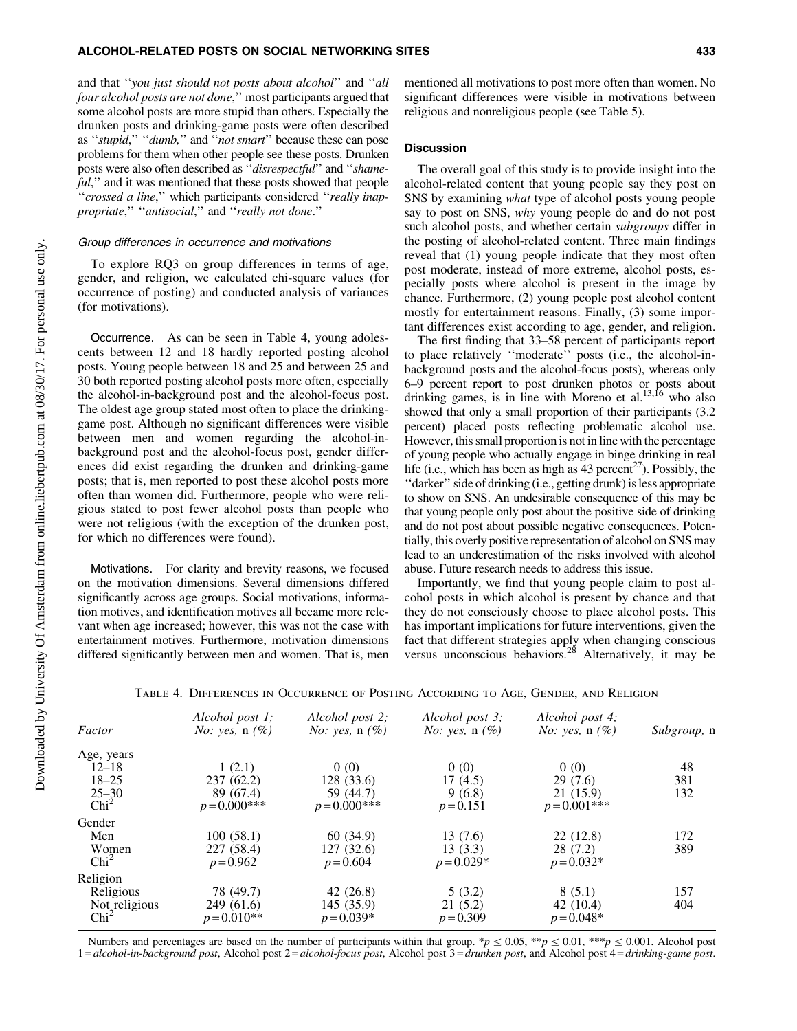and that ''*you just should not posts about alcohol*'' and ''*all four alcohol posts are not done*,'' most participants argued that some alcohol posts are more stupid than others. Especially the drunken posts and drinking-game posts were often described as ''*stupid*,'' ''*dumb*,'' and ''*not smart*'' because these can pose problems for them when other people see these posts. Drunken posts were also often described as ''*disrespectful*'' and ''*shameful*,'' and it was mentioned that these posts showed that people ''*crossed a line*,'' which participants considered ''*really inappropriate*,'' ''*antisocial*,'' and ''*really not done*.''

#### Group differences in occurrence and motivations

To explore RQ3 on group differences in terms of age, gender, and religion, we calculated chi-square values (for occurrence of posting) and conducted analysis of variances (for motivations).

**Occurrence.** As can be seen in Table 4, young adolescents between 12 and 18 hardly reported posting alcohol posts. Young people between 18 and 25 and between 25 and 30 both reported posting alcohol posts more often, especially the alcohol-in-background post and the alcohol-focus post. The oldest age group stated most often to place the drinking-game post. Although no significant differences were visible between men and women regarding the alcohol-in-background post and the alcohol-focus post, gender differences did exist regarding the drunken and drinking-game posts; that is, men reported to post these alcohol posts more often than women did. Furthermore, people who were religious stated to post fewer alcohol posts than people who were not religious (with the exception of the drunken post, for which no differences were found).

**Motivations.** For clarity and brevity reasons, we focused on the motivation dimensions. Several dimensions differed significantly across age groups. Social motivations, information motives, and identification motives all became more relevant when age increased; however, this was not the case with entertainment motives. Furthermore, motivation dimensions differed significantly between men and women. That is, men mentioned all motivations to post more often than women. No significant differences were visible in motivations between religious and nonreligious people (see Table 5).

### Discussion

The overall goal of this study is to provide insight into the alcohol-related content that young people say they post on SNS by examining *what* type of alcohol posts young people say to post on SNS, *why* young people do and do not post such alcohol posts, and whether certain *subgroups* differ in the posting of alcohol-related content. Three main findings reveal that (1) young people indicate that they most often post moderate, instead of more extreme, alcohol posts, especially posts where alcohol is present in the image by chance. Furthermore, (2) young people post alcohol content mostly for entertainment reasons. Finally, (3) some important differences exist according to age, gender, and religion.

The first finding that 33–58 percent of participants report to place relatively ''moderate'' posts (i.e., the alcohol-in-background posts and the alcohol-focus posts), whereas only 6–9 percent report to post drunken photos or posts about drinking games, is in line with Moreno et al.[13,16] who also showed that only a small proportion of their participants (3.2 percent) placed posts reflecting problematic alcohol use. However, this small proportion is not in line with the percentage of young people who actually engage in binge drinking in real life (i.e., which has been as high as 43 percent[27]). Possibly, the ''darker'' side of drinking (i.e., getting drunk) is less appropriate to show on SNS. An undesirable consequence of this may be that young people only post about the positive side of drinking and do not post about possible negative consequences. Potentially, this overly positive representation of alcohol on SNS may lead to an underestimation of the risks involved with alcohol abuse. Future research needs to address this issue.

Importantly, we find that young people claim to post alcohol posts in which alcohol is present by chance and that they do not consciously choose to place alcohol posts. This has important implications for future interventions, given the fact that different strategies apply when changing conscious versus unconscious behaviors.[28] Alternatively, it may be

Table 4. Differences in Occurrence of Posting According to Age, Gender, and Religion

| *Factor* | *Alcohol post 1; No: yes,* n *(%)* | *Alcohol post 2; No: yes,* n *(%)* | *Alcohol post 3; No: yes,* n *(%)* | *Alcohol post 4; No: yes,* n *(%)* | *Subgroup,* n |
|---|---|---|---|---|---|
| Age, years | | | | | |
| 12–18 | 1 (2.1) | 0 (0) | 0 (0) | 0 (0) | 48 |
| 18–25 | 237 (62.2) | 128 (33.6) | 17 (4.5) | 29 (7.6) | 381 |
| 25–30 | 89 (67.4) | 59 (44.7) | 9 (6.8) | 21 (15.9) | 132 |
| $Chi^2$ | $p=0.000$*** | $p=0.000$*** | $p=0.151$ | $p=0.001$*** | |
| Gender | | | | | |
| Men | 100 (58.1) | 60 (34.9) | 13 (7.6) | 22 (12.8) | 172 |
| Women | 227 (58.4) | 127 (32.6) | 13 (3.3) | 28 (7.2) | 389 |
| $Chi^2$ | $p=0.962$ | $p=0.604$ | $p=0.029$* | $p=0.032$* | |
| Religion | | | | | |
| Religious | 78 (49.7) | 42 (26.8) | 5 (3.2) | 8 (5.1) | 157 |
| Not religious | 249 (61.6) | 145 (35.9) | 21 (5.2) | 42 (10.4) | 404 |
| $Chi^2$ | $p=0.010$** | $p=0.039$* | $p=0.309$ | $p=0.048$* | |

Numbers and percentages are based on the number of participants within that group. *$p \leq 0.05$, **$p \leq 0.01$, ***$p \leq 0.001$. Alcohol post 1 = *alcohol-in-background post*, Alcohol post 2 = *alcohol-focus post*, Alcohol post 3 = *drunken post*, and Alcohol post 4 = *drinking-game post*.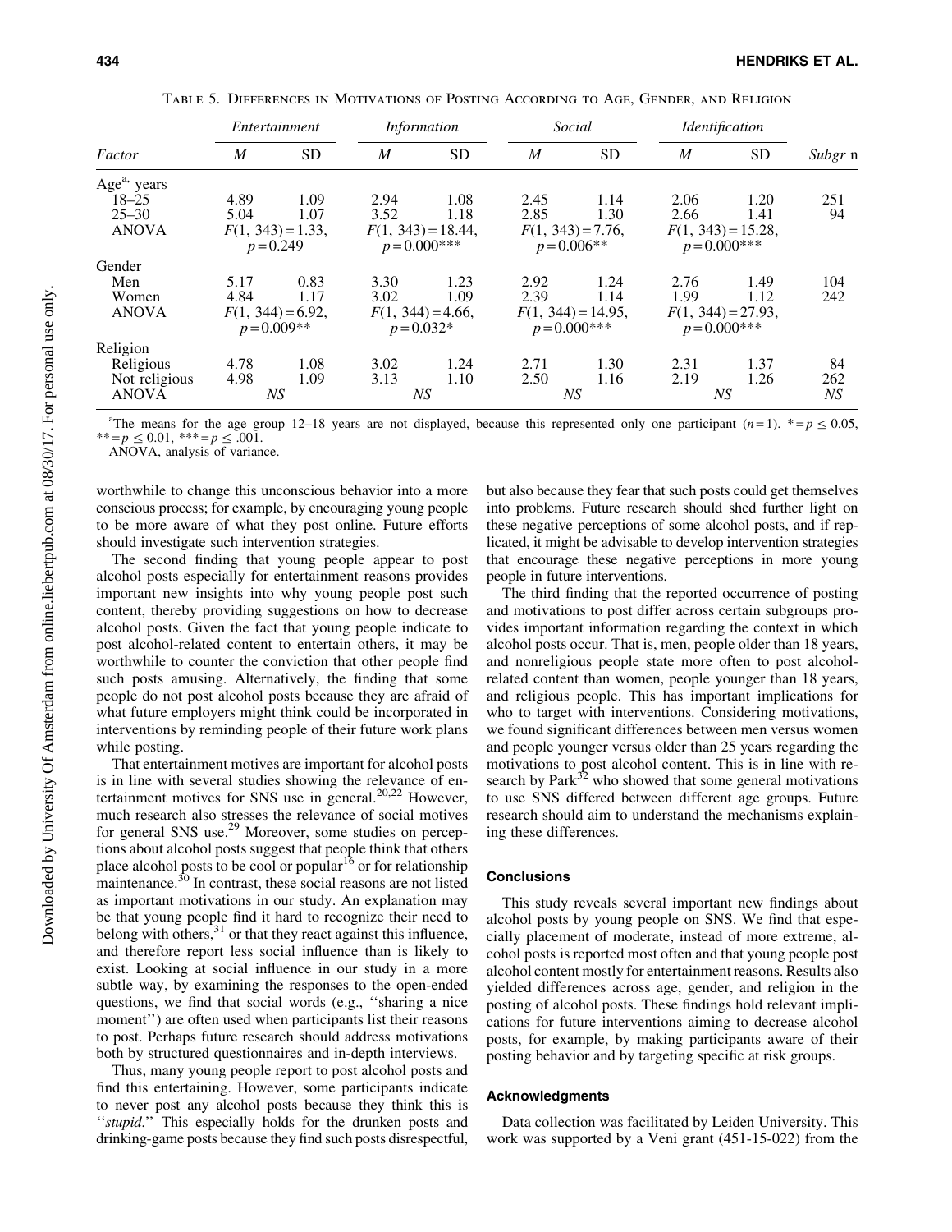Table 5. Differences in Motivations of Posting According to Age, Gender, and Religion

| Factor | *Entertainment* *M* | SD | *Information* *M* | SD | *Social* *M* | SD | *Identification* *M* | SD | *Subgr* n |
|---|---|---|---|---|---|---|---|---|---|
| Age[a], years | | | | | | | | | |
| 18–25 | 4.89 | 1.09 | 2.94 | 1.08 | 2.45 | 1.14 | 2.06 | 1.20 | 251 |
| 25–30 | 5.04 | 1.07 | 3.52 | 1.18 | 2.85 | 1.30 | 2.66 | 1.41 | 94 |
| ANOVA | $F(1, 343) = 1.33$, $p = 0.249$ | | $F(1, 343) = 18.44$, $p = 0.000$*** | | $F(1, 343) = 7.76$, $p = 0.006$** | | $F(1, 343) = 15.28$, $p = 0.000$*** | | |
| Gender | | | | | | | | | |
| Men | 5.17 | 0.83 | 3.30 | 1.23 | 2.92 | 1.24 | 2.76 | 1.49 | 104 |
| Women | 4.84 | 1.17 | 3.02 | 1.09 | 2.39 | 1.14 | 1.99 | 1.12 | 242 |
| ANOVA | $F(1, 344) = 6.92$, $p = 0.009$** | | $F(1, 344) = 4.66$, $p = 0.032$* | | $F(1, 344) = 14.95$, $p = 0.000$*** | | $F(1, 344) = 27.93$, $p = 0.000$*** | | |
| Religion | | | | | | | | | |
| Religious | 4.78 | 1.08 | 3.02 | 1.24 | 2.71 | 1.30 | 2.31 | 1.37 | 84 |
| Not religious | 4.98 | 1.09 | 3.13 | 1.10 | 2.50 | 1.16 | 2.19 | 1.26 | 262 |
| ANOVA | *NS* | | *NS* | | *NS* | | *NS* | | *NS* |

[a]The means for the age group 12–18 years are not displayed, because this represented only one participant ($n = 1$). * = $p \leq 0.05$, ** = $p \leq 0.01$, *** = $p \leq .001$.

ANOVA, analysis of variance.

worthwhile to change this unconscious behavior into a more conscious process; for example, by encouraging young people to be more aware of what they post online. Future efforts should investigate such intervention strategies.

The second finding that young people appear to post alcohol posts especially for entertainment reasons provides important new insights into why young people post such content, thereby providing suggestions on how to decrease alcohol posts. Given the fact that young people indicate to post alcohol-related content to entertain others, it may be worthwhile to counter the conviction that other people find such posts amusing. Alternatively, the finding that some people do not post alcohol posts because they are afraid of what future employers might think could be incorporated in interventions by reminding people of their future work plans while posting.

That entertainment motives are important for alcohol posts is in line with several studies showing the relevance of entertainment motives for SNS use in general.[20,22] However, much research also stresses the relevance of social motives for general SNS use.[29] Moreover, some studies on perceptions about alcohol posts suggest that people think that others place alcohol posts to be cool or popular[16] or for relationship maintenance.[30] In contrast, these social reasons are not listed as important motivations in our study. An explanation may be that young people find it hard to recognize their need to belong with others,[31] or that they react against this influence, and therefore report less social influence than is likely to exist. Looking at social influence in our study in a more subtle way, by examining the responses to the open-ended questions, we find that social words (e.g., ''sharing a nice moment'') are often used when participants list their reasons to post. Perhaps future research should address motivations both by structured questionnaires and in-depth interviews.

Thus, many young people report to post alcohol posts and find this entertaining. However, some participants indicate to never post any alcohol posts because they think this is ''*stupid*.'' This especially holds for the drunken posts and drinking-game posts because they find such posts disrespectful, but also because they fear that such posts could get themselves into problems. Future research should shed further light on these negative perceptions of some alcohol posts, and if replicated, it might be advisable to develop intervention strategies that encourage these negative perceptions in more young people in future interventions.

The third finding that the reported occurrence of posting and motivations to post differ across certain subgroups provides important information regarding the context in which alcohol posts occur. That is, men, people older than 18 years, and nonreligious people state more often to post alcohol-related content than women, people younger than 18 years, and religious people. This has important implications for who to target with interventions. Considering motivations, we found significant differences between men versus women and people younger versus older than 25 years regarding the motivations to post alcohol content. This is in line with research by Park[32] who showed that some general motivations to use SNS differed between different age groups. Future research should aim to understand the mechanisms explaining these differences.

## Conclusions

This study reveals several important new findings about alcohol posts by young people on SNS. We find that especially placement of moderate, instead of more extreme, alcohol posts is reported most often and that young people post alcohol content mostly for entertainment reasons. Results also yielded differences across age, gender, and religion in the posting of alcohol posts. These findings hold relevant implications for future interventions aiming to decrease alcohol posts, for example, by making participants aware of their posting behavior and by targeting specific at risk groups.

## Acknowledgments

Data collection was facilitated by Leiden University. This work was supported by a Veni grant (451-15-022) from the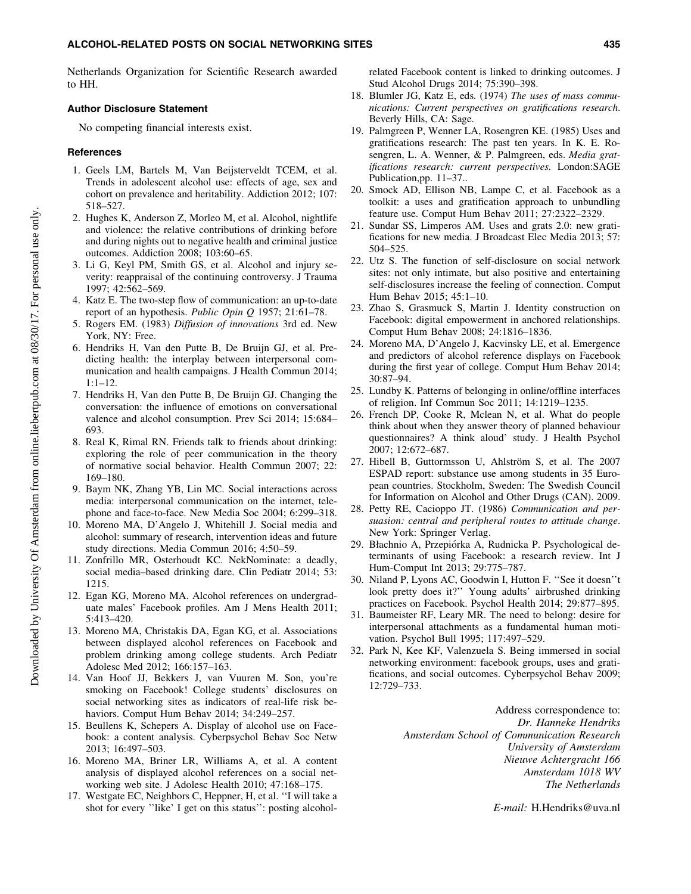Netherlands Organization for Scientific Research awarded to HH.

### Author Disclosure Statement

No competing financial interests exist.

### References

1. Geels LM, Bartels M, Van Beijsterveldt TCEM, et al. Trends in adolescent alcohol use: effects of age, sex and cohort on prevalence and heritability. Addiction 2012; 107: 518–527.
2. Hughes K, Anderson Z, Morleo M, et al. Alcohol, nightlife and violence: the relative contributions of drinking before and during nights out to negative health and criminal justice outcomes. Addiction 2008; 103:60–65.
3. Li G, Keyl PM, Smith GS, et al. Alcohol and injury severity: reappraisal of the continuing controversy. J Trauma 1997; 42:562–569.
4. Katz E. The two-step flow of communication: an up-to-date report of an hypothesis. *Public Opin Q* 1957; 21:61–78.
5. Rogers EM. (1983) *Diffusion of innovations* 3rd ed. New York, NY: Free.
6. Hendriks H, Van den Putte B, De Bruijn GJ, et al. Predicting health: the interplay between interpersonal communication and health campaigns. J Health Commun 2014; 1:1–12.
7. Hendriks H, Van den Putte B, De Bruijn GJ. Changing the conversation: the influence of emotions on conversational valence and alcohol consumption. Prev Sci 2014; 15:684–693.
8. Real K, Rimal RN. Friends talk to friends about drinking: exploring the role of peer communication in the theory of normative social behavior. Health Commun 2007; 22: 169–180.
9. Baym NK, Zhang YB, Lin MC. Social interactions across media: interpersonal communication on the internet, telephone and face-to-face. New Media Soc 2004; 6:299–318.
10. Moreno MA, D'Angelo J, Whitehill J. Social media and alcohol: summary of research, intervention ideas and future study directions. Media Commun 2016; 4:50–59.
11. Zonfrillo MR, Osterhoudt KC. NekNominate: a deadly, social media–based drinking dare. Clin Pediatr 2014; 53: 1215.
12. Egan KG, Moreno MA. Alcohol references on undergraduate males' Facebook profiles. Am J Mens Health 2011; 5:413–420.
13. Moreno MA, Christakis DA, Egan KG, et al. Associations between displayed alcohol references on Facebook and problem drinking among college students. Arch Pediatr Adolesc Med 2012; 166:157–163.
14. Van Hoof JJ, Bekkers J, van Vuuren M. Son, you're smoking on Facebook! College students' disclosures on social networking sites as indicators of real-life risk behaviors. Comput Hum Behav 2014; 34:249–257.
15. Beullens K, Schepers A. Display of alcohol use on Facebook: a content analysis. Cyberpsychol Behav Soc Netw 2013; 16:497–503.
16. Moreno MA, Briner LR, Williams A, et al. A content analysis of displayed alcohol references on a social networking web site. J Adolesc Health 2010; 47:168–175.
17. Westgate EC, Neighbors C, Heppner, H, et al. ''I will take a shot for every ''like' I get on this status'': posting alcohol-related Facebook content is linked to drinking outcomes. J Stud Alcohol Drugs 2014; 75:390–398.
18. Blumler JG, Katz E, eds. (1974) *The uses of mass communications: Current perspectives on gratifications research.* Beverly Hills, CA: Sage.
19. Palmgreen P, Wenner LA, Rosengren KE. (1985) Uses and gratifications research: The past ten years. In K. E. Rosengren, L. A. Wenner, & P. Palmgreen, eds. *Media gratifications research: current perspectives.* London:SAGE Publication,pp. 11–37..
20. Smock AD, Ellison NB, Lampe C, et al. Facebook as a toolkit: a uses and gratification approach to unbundling feature use. Comput Hum Behav 2011; 27:2322–2329.
21. Sundar SS, Limperos AM. Uses and grats 2.0: new gratifications for new media. J Broadcast Elec Media 2013; 57: 504–525.
22. Utz S. The function of self-disclosure on social network sites: not only intimate, but also positive and entertaining self-disclosures increase the feeling of connection. Comput Hum Behav 2015; 45:1–10.
23. Zhao S, Grasmuck S, Martin J. Identity construction on Facebook: digital empowerment in anchored relationships. Comput Hum Behav 2008; 24:1816–1836.
24. Moreno MA, D'Angelo J, Kacvinsky LE, et al. Emergence and predictors of alcohol reference displays on Facebook during the first year of college. Comput Hum Behav 2014; 30:87–94.
25. Lundby K. Patterns of belonging in online/offline interfaces of religion. Inf Commun Soc 2011; 14:1219–1235.
26. French DP, Cooke R, Mclean N, et al. What do people think about when they answer theory of planned behaviour questionnaires? A think aloud' study. J Health Psychol 2007; 12:672–687.
27. Hibell B, Guttormsson U, Ahlström S, et al. The 2007 ESPAD report: substance use among students in 35 European countries. Stockholm, Sweden: The Swedish Council for Information on Alcohol and Other Drugs (CAN). 2009.
28. Petty RE, Cacioppo JT. (1986) *Communication and persuasion: central and peripheral routes to attitude change.* New York: Springer Verlag.
29. Błachnio A, Przepiórka A, Rudnicka P. Psychological determinants of using Facebook: a research review. Int J Hum-Comput Int 2013; 29:775–787.
30. Niland P, Lyons AC, Goodwin I, Hutton F. ''See it doesn''t look pretty does it?'' Young adults' airbrushed drinking practices on Facebook. Psychol Health 2014; 29:877–895.
31. Baumeister RF, Leary MR. The need to belong: desire for interpersonal attachments as a fundamental human motivation. Psychol Bull 1995; 117:497–529.
32. Park N, Kee KF, Valenzuela S. Being immersed in social networking environment: facebook groups, uses and gratifications, and social outcomes. Cyberpsychol Behav 2009; 12:729–733.

Address correspondence to:
*Dr. Hanneke Hendriks*
*Amsterdam School of Communication Research*
*University of Amsterdam*
*Nieuwe Achtergracht 166*
*Amsterdam 1018 WV*
*The Netherlands*

*E-mail:* H.Hendriks@uva.nl